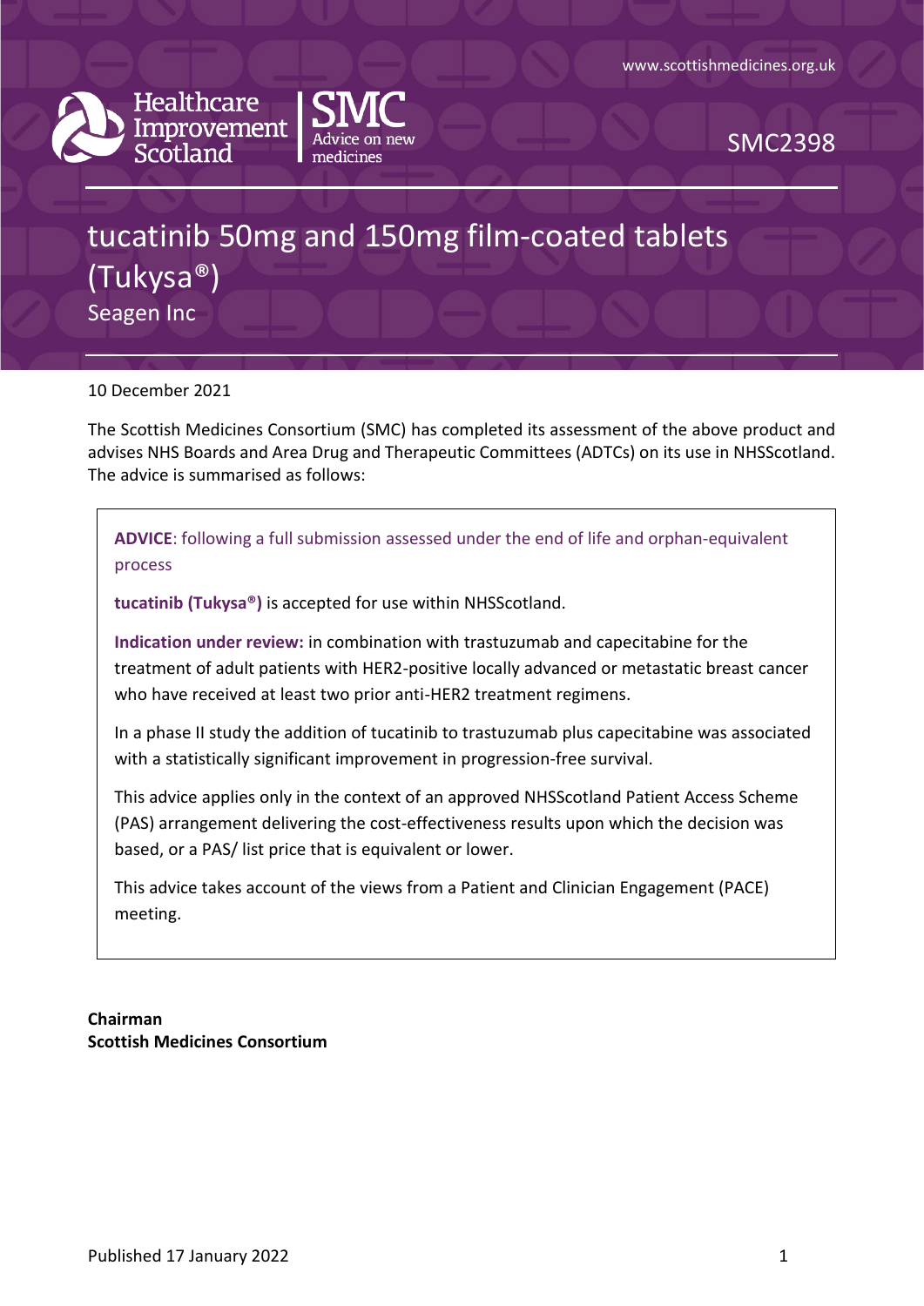www.scottishmedicines.org.uk

Healthcare Improvement Scotland | SMC Advice on new medicines

SMC2398

# tucatinib 50mg and 150mg film-coated tablets (Tukysa®)

Seagen Inc

10 December 2021

The Scottish Medicines Consortium (SMC) has completed its assessment of the above product and advises NHS Boards and Area Drug and Therapeutic Committees (ADTCs) on its use in NHSScotland. The advice is summarised as follows:

**ADVICE**: following a full submission assessed under the end of life and orphan-equivalent process

**tucatinib (Tukysa®)** is accepted for use within NHSScotland.

**Indication under review:** in combination with trastuzumab and capecitabine for the treatment of adult patients with HER2-positive locally advanced or metastatic breast cancer who have received at least two prior anti-HER2 treatment regimens.

In a phase II study the addition of tucatinib to trastuzumab plus capecitabine was associated with a statistically significant improvement in progression-free survival.

This advice applies only in the context of an approved NHSScotland Patient Access Scheme (PAS) arrangement delivering the cost-effectiveness results upon which the decision was based, or a PAS/ list price that is equivalent or lower.

This advice takes account of the views from a Patient and Clinician Engagement (PACE) meeting.

**Chairman**
**Scottish Medicines Consortium**

Published 17 January 2022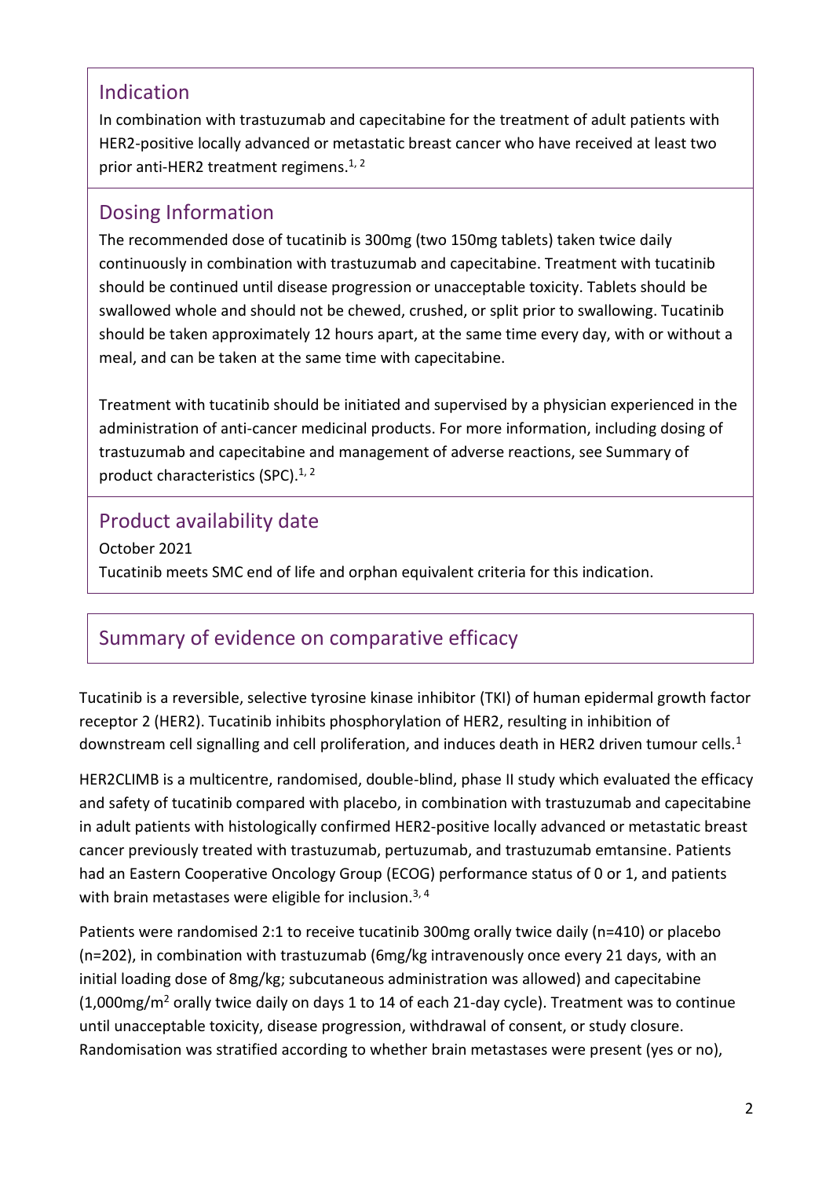## Indication

In combination with trastuzumab and capecitabine for the treatment of adult patients with HER2-positive locally advanced or metastatic breast cancer who have received at least two prior anti-HER2 treatment regimens.[1, 2]

## Dosing Information

The recommended dose of tucatinib is 300mg (two 150mg tablets) taken twice daily continuously in combination with trastuzumab and capecitabine. Treatment with tucatinib should be continued until disease progression or unacceptable toxicity. Tablets should be swallowed whole and should not be chewed, crushed, or split prior to swallowing. Tucatinib should be taken approximately 12 hours apart, at the same time every day, with or without a meal, and can be taken at the same time with capecitabine.

Treatment with tucatinib should be initiated and supervised by a physician experienced in the administration of anti-cancer medicinal products. For more information, including dosing of trastuzumab and capecitabine and management of adverse reactions, see Summary of product characteristics (SPC).[1, 2]

## Product availability date

October 2021

Tucatinib meets SMC end of life and orphan equivalent criteria for this indication.

## Summary of evidence on comparative efficacy

Tucatinib is a reversible, selective tyrosine kinase inhibitor (TKI) of human epidermal growth factor receptor 2 (HER2). Tucatinib inhibits phosphorylation of HER2, resulting in inhibition of downstream cell signalling and cell proliferation, and induces death in HER2 driven tumour cells.[1]

HER2CLIMB is a multicentre, randomised, double-blind, phase II study which evaluated the efficacy and safety of tucatinib compared with placebo, in combination with trastuzumab and capecitabine in adult patients with histologically confirmed HER2-positive locally advanced or metastatic breast cancer previously treated with trastuzumab, pertuzumab, and trastuzumab emtansine. Patients had an Eastern Cooperative Oncology Group (ECOG) performance status of 0 or 1, and patients with brain metastases were eligible for inclusion.[3, 4]

Patients were randomised 2:1 to receive tucatinib 300mg orally twice daily (n=410) or placebo (n=202), in combination with trastuzumab (6mg/kg intravenously once every 21 days, with an initial loading dose of 8mg/kg; subcutaneous administration was allowed) and capecitabine (1,000mg/m$^2$ orally twice daily on days 1 to 14 of each 21-day cycle). Treatment was to continue until unacceptable toxicity, disease progression, withdrawal of consent, or study closure. Randomisation was stratified according to whether brain metastases were present (yes or no),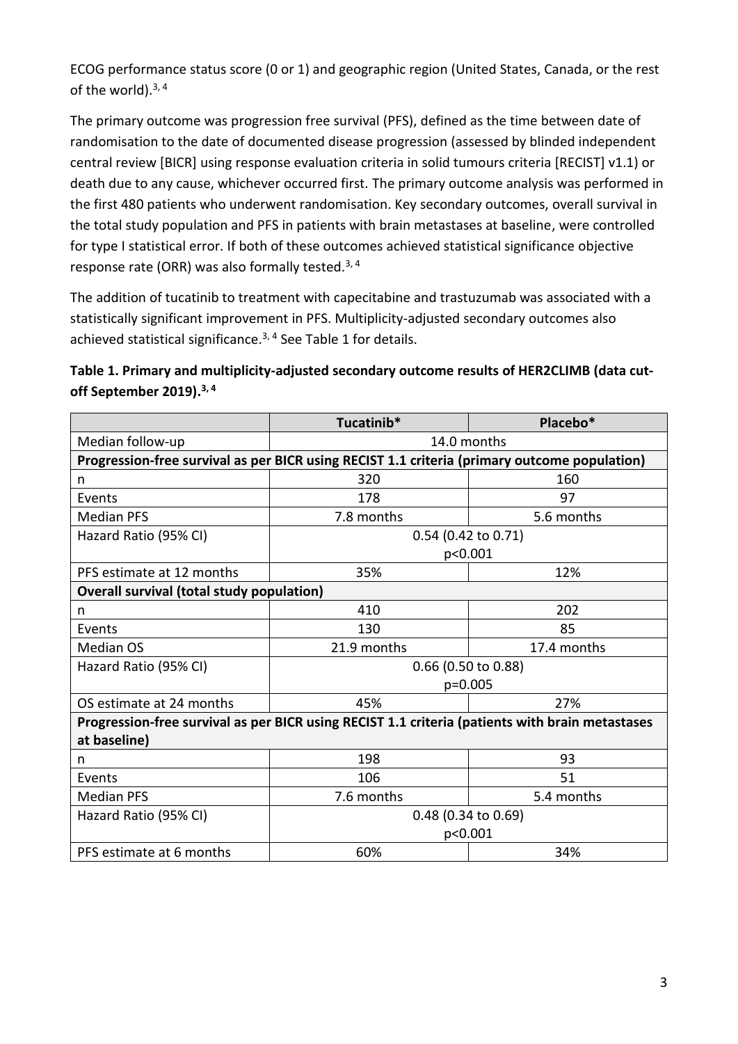ECOG performance status score (0 or 1) and geographic region (United States, Canada, or the rest of the world).[3, 4]

The primary outcome was progression free survival (PFS), defined as the time between date of randomisation to the date of documented disease progression (assessed by blinded independent central review [BICR] using response evaluation criteria in solid tumours criteria [RECIST] v1.1) or death due to any cause, whichever occurred first. The primary outcome analysis was performed in the first 480 patients who underwent randomisation. Key secondary outcomes, overall survival in the total study population and PFS in patients with brain metastases at baseline, were controlled for type I statistical error. If both of these outcomes achieved statistical significance objective response rate (ORR) was also formally tested.[3, 4]

The addition of tucatinib to treatment with capecitabine and trastuzumab was associated with a statistically significant improvement in PFS. Multiplicity-adjusted secondary outcomes also achieved statistical significance.[3, 4] See Table 1 for details.

**Table 1. Primary and multiplicity-adjusted secondary outcome results of HER2CLIMB (data cut-off September 2019).[3, 4]**

| | Tucatinib* | Placebo* |
|---|---|---|
| Median follow-up | 14.0 months | |
| **Progression-free survival as per BICR using RECIST 1.1 criteria (primary outcome population)** | | |
| n | 320 | 160 |
| Events | 178 | 97 |
| Median PFS | 7.8 months | 5.6 months |
| Hazard Ratio (95% CI) | 0.54 (0.42 to 0.71) p<0.001 | |
| PFS estimate at 12 months | 35% | 12% |
| **Overall survival (total study population)** | | |
| n | 410 | 202 |
| Events | 130 | 85 |
| Median OS | 21.9 months | 17.4 months |
| Hazard Ratio (95% CI) | 0.66 (0.50 to 0.88) p=0.005 | |
| OS estimate at 24 months | 45% | 27% |
| **Progression-free survival as per BICR using RECIST 1.1 criteria (patients with brain metastases at baseline)** | | |
| n | 198 | 93 |
| Events | 106 | 51 |
| Median PFS | 7.6 months | 5.4 months |
| Hazard Ratio (95% CI) | 0.48 (0.34 to 0.69) p<0.001 | |
| PFS estimate at 6 months | 60% | 34% |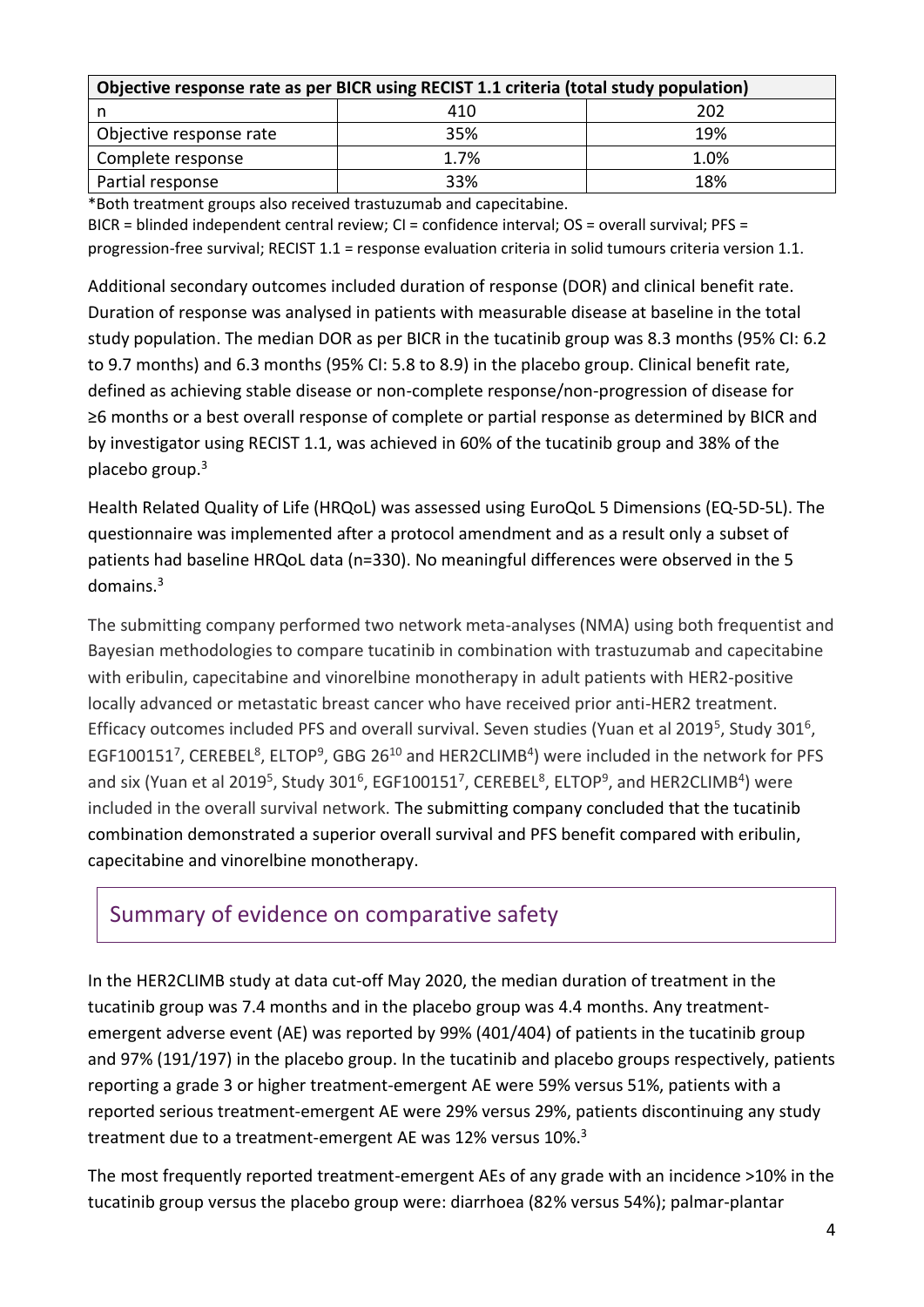| Objective response rate as per BICR using RECIST 1.1 criteria (total study population) | | |
|---|---|---|
| n | 410 | 202 |
| Objective response rate | 35% | 19% |
| Complete response | 1.7% | 1.0% |
| Partial response | 33% | 18% |

*Both treatment groups also received trastuzumab and capecitabine.

BICR = blinded independent central review; CI = confidence interval; OS = overall survival; PFS = progression-free survival; RECIST 1.1 = response evaluation criteria in solid tumours criteria version 1.1.

Additional secondary outcomes included duration of response (DOR) and clinical benefit rate. Duration of response was analysed in patients with measurable disease at baseline in the total study population. The median DOR as per BICR in the tucatinib group was 8.3 months (95% CI: 6.2 to 9.7 months) and 6.3 months (95% CI: 5.8 to 8.9) in the placebo group. Clinical benefit rate, defined as achieving stable disease or non-complete response/non-progression of disease for ≥6 months or a best overall response of complete or partial response as determined by BICR and by investigator using RECIST 1.1, was achieved in 60% of the tucatinib group and 38% of the placebo group.[3]

Health Related Quality of Life (HRQoL) was assessed using EuroQoL 5 Dimensions (EQ-5D-5L). The questionnaire was implemented after a protocol amendment and as a result only a subset of patients had baseline HRQoL data (n=330). No meaningful differences were observed in the 5 domains.[3]

The submitting company performed two network meta-analyses (NMA) using both frequentist and Bayesian methodologies to compare tucatinib in combination with trastuzumab and capecitabine with eribulin, capecitabine and vinorelbine monotherapy in adult patients with HER2-positive locally advanced or metastatic breast cancer who have received prior anti-HER2 treatment. Efficacy outcomes included PFS and overall survival. Seven studies (Yuan et al 2019[5], Study 301[6], EGF100151[7], CEREBEL[8], ELTOP[9], GBG 26[10] and HER2CLIMB[4]) were included in the network for PFS and six (Yuan et al 2019[5], Study 301[6], EGF100151[7], CEREBEL[8], ELTOP[9], and HER2CLIMB[4]) were included in the overall survival network. The submitting company concluded that the tucatinib combination demonstrated a superior overall survival and PFS benefit compared with eribulin, capecitabine and vinorelbine monotherapy.

## Summary of evidence on comparative safety

In the HER2CLIMB study at data cut-off May 2020, the median duration of treatment in the tucatinib group was 7.4 months and in the placebo group was 4.4 months. Any treatment-emergent adverse event (AE) was reported by 99% (401/404) of patients in the tucatinib group and 97% (191/197) in the placebo group. In the tucatinib and placebo groups respectively, patients reporting a grade 3 or higher treatment-emergent AE were 59% versus 51%, patients with a reported serious treatment-emergent AE were 29% versus 29%, patients discontinuing any study treatment due to a treatment-emergent AE was 12% versus 10%.[3]

The most frequently reported treatment-emergent AEs of any grade with an incidence >10% in the tucatinib group versus the placebo group were: diarrhoea (82% versus 54%); palmar-plantar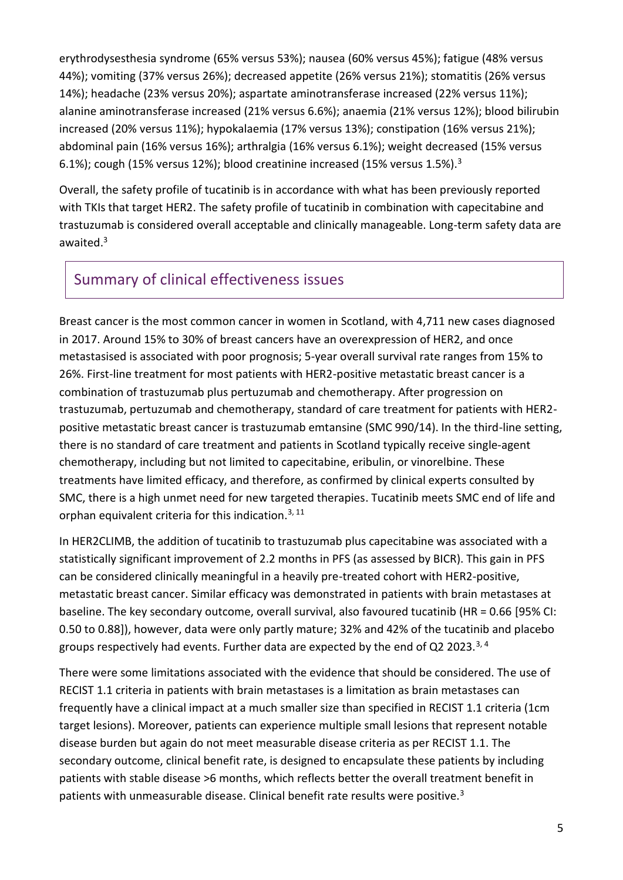erythrodysesthesia syndrome (65% versus 53%); nausea (60% versus 45%); fatigue (48% versus 44%); vomiting (37% versus 26%); decreased appetite (26% versus 21%); stomatitis (26% versus 14%); headache (23% versus 20%); aspartate aminotransferase increased (22% versus 11%); alanine aminotransferase increased (21% versus 6.6%); anaemia (21% versus 12%); blood bilirubin increased (20% versus 11%); hypokalaemia (17% versus 13%); constipation (16% versus 21%); abdominal pain (16% versus 16%); arthralgia (16% versus 6.1%); weight decreased (15% versus 6.1%); cough (15% versus 12%); blood creatinine increased (15% versus 1.5%).[3]

Overall, the safety profile of tucatinib is in accordance with what has been previously reported with TKIs that target HER2. The safety profile of tucatinib in combination with capecitabine and trastuzumab is considered overall acceptable and clinically manageable. Long-term safety data are awaited.[3]

## Summary of clinical effectiveness issues

Breast cancer is the most common cancer in women in Scotland, with 4,711 new cases diagnosed in 2017. Around 15% to 30% of breast cancers have an overexpression of HER2, and once metastasised is associated with poor prognosis; 5-year overall survival rate ranges from 15% to 26%. First-line treatment for most patients with HER2-positive metastatic breast cancer is a combination of trastuzumab plus pertuzumab and chemotherapy. After progression on trastuzumab, pertuzumab and chemotherapy, standard of care treatment for patients with HER2-positive metastatic breast cancer is trastuzumab emtansine (SMC 990/14). In the third-line setting, there is no standard of care treatment and patients in Scotland typically receive single-agent chemotherapy, including but not limited to capecitabine, eribulin, or vinorelbine. These treatments have limited efficacy, and therefore, as confirmed by clinical experts consulted by SMC, there is a high unmet need for new targeted therapies. Tucatinib meets SMC end of life and orphan equivalent criteria for this indication.[3, 11]

In HER2CLIMB, the addition of tucatinib to trastuzumab plus capecitabine was associated with a statistically significant improvement of 2.2 months in PFS (as assessed by BICR). This gain in PFS can be considered clinically meaningful in a heavily pre-treated cohort with HER2-positive, metastatic breast cancer. Similar efficacy was demonstrated in patients with brain metastases at baseline. The key secondary outcome, overall survival, also favoured tucatinib (HR = 0.66 [95% CI: 0.50 to 0.88]), however, data were only partly mature; 32% and 42% of the tucatinib and placebo groups respectively had events. Further data are expected by the end of Q2 2023.[3, 4]

There were some limitations associated with the evidence that should be considered. The use of RECIST 1.1 criteria in patients with brain metastases is a limitation as brain metastases can frequently have a clinical impact at a much smaller size than specified in RECIST 1.1 criteria (1cm target lesions). Moreover, patients can experience multiple small lesions that represent notable disease burden but again do not meet measurable disease criteria as per RECIST 1.1. The secondary outcome, clinical benefit rate, is designed to encapsulate these patients by including patients with stable disease >6 months, which reflects better the overall treatment benefit in patients with unmeasurable disease. Clinical benefit rate results were positive.[3]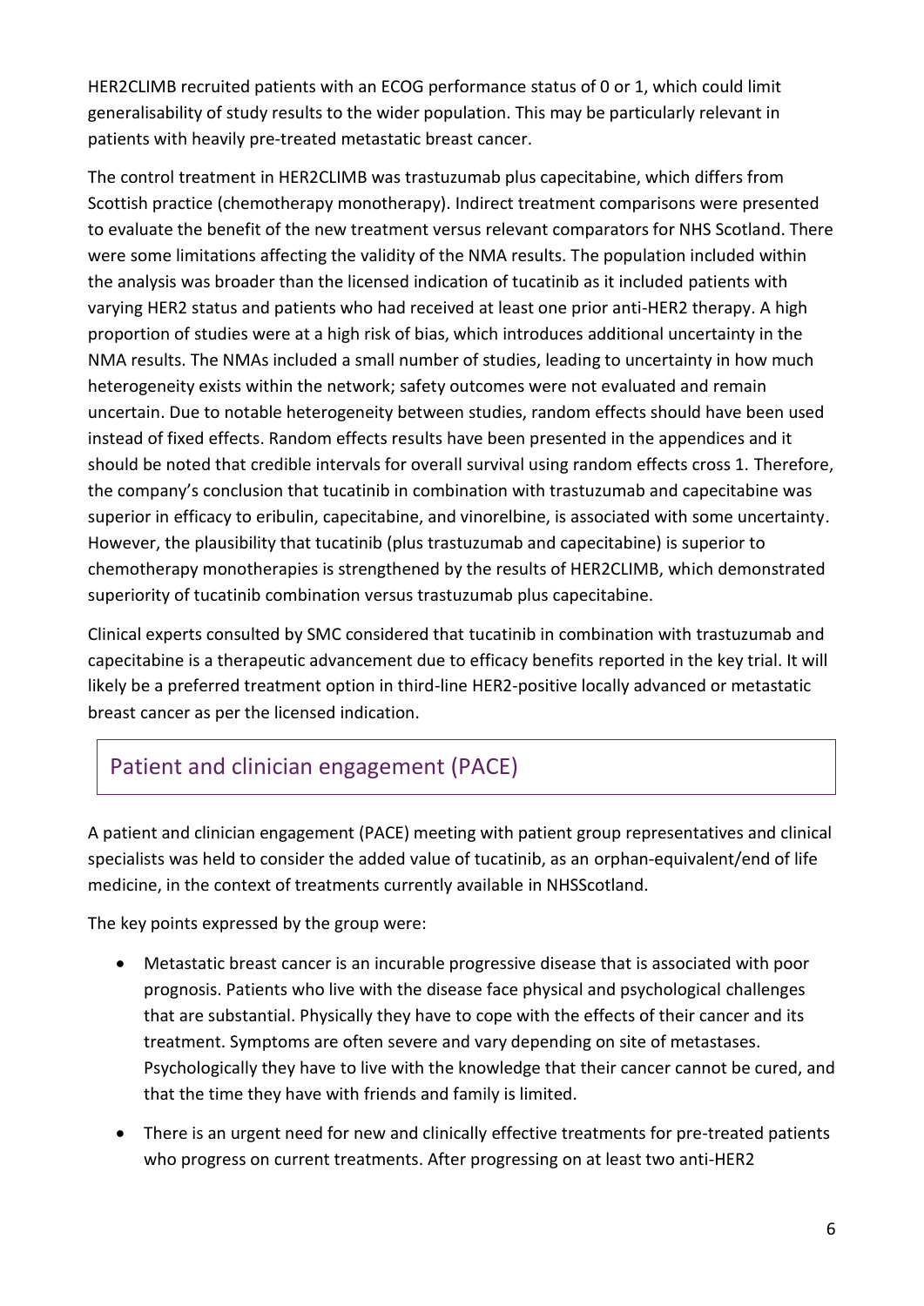HER2CLIMB recruited patients with an ECOG performance status of 0 or 1, which could limit generalisability of study results to the wider population. This may be particularly relevant in patients with heavily pre-treated metastatic breast cancer.

The control treatment in HER2CLIMB was trastuzumab plus capecitabine, which differs from Scottish practice (chemotherapy monotherapy). Indirect treatment comparisons were presented to evaluate the benefit of the new treatment versus relevant comparators for NHS Scotland. There were some limitations affecting the validity of the NMA results. The population included within the analysis was broader than the licensed indication of tucatinib as it included patients with varying HER2 status and patients who had received at least one prior anti-HER2 therapy. A high proportion of studies were at a high risk of bias, which introduces additional uncertainty in the NMA results. The NMAs included a small number of studies, leading to uncertainty in how much heterogeneity exists within the network; safety outcomes were not evaluated and remain uncertain. Due to notable heterogeneity between studies, random effects should have been used instead of fixed effects. Random effects results have been presented in the appendices and it should be noted that credible intervals for overall survival using random effects cross 1. Therefore, the company's conclusion that tucatinib in combination with trastuzumab and capecitabine was superior in efficacy to eribulin, capecitabine, and vinorelbine, is associated with some uncertainty. However, the plausibility that tucatinib (plus trastuzumab and capecitabine) is superior to chemotherapy monotherapies is strengthened by the results of HER2CLIMB, which demonstrated superiority of tucatinib combination versus trastuzumab plus capecitabine.

Clinical experts consulted by SMC considered that tucatinib in combination with trastuzumab and capecitabine is a therapeutic advancement due to efficacy benefits reported in the key trial. It will likely be a preferred treatment option in third-line HER2-positive locally advanced or metastatic breast cancer as per the licensed indication.

## Patient and clinician engagement (PACE)

A patient and clinician engagement (PACE) meeting with patient group representatives and clinical specialists was held to consider the added value of tucatinib, as an orphan-equivalent/end of life medicine, in the context of treatments currently available in NHSScotland.

The key points expressed by the group were:

- Metastatic breast cancer is an incurable progressive disease that is associated with poor prognosis. Patients who live with the disease face physical and psychological challenges that are substantial. Physically they have to cope with the effects of their cancer and its treatment. Symptoms are often severe and vary depending on site of metastases. Psychologically they have to live with the knowledge that their cancer cannot be cured, and that the time they have with friends and family is limited.
- There is an urgent need for new and clinically effective treatments for pre-treated patients who progress on current treatments. After progressing on at least two anti-HER2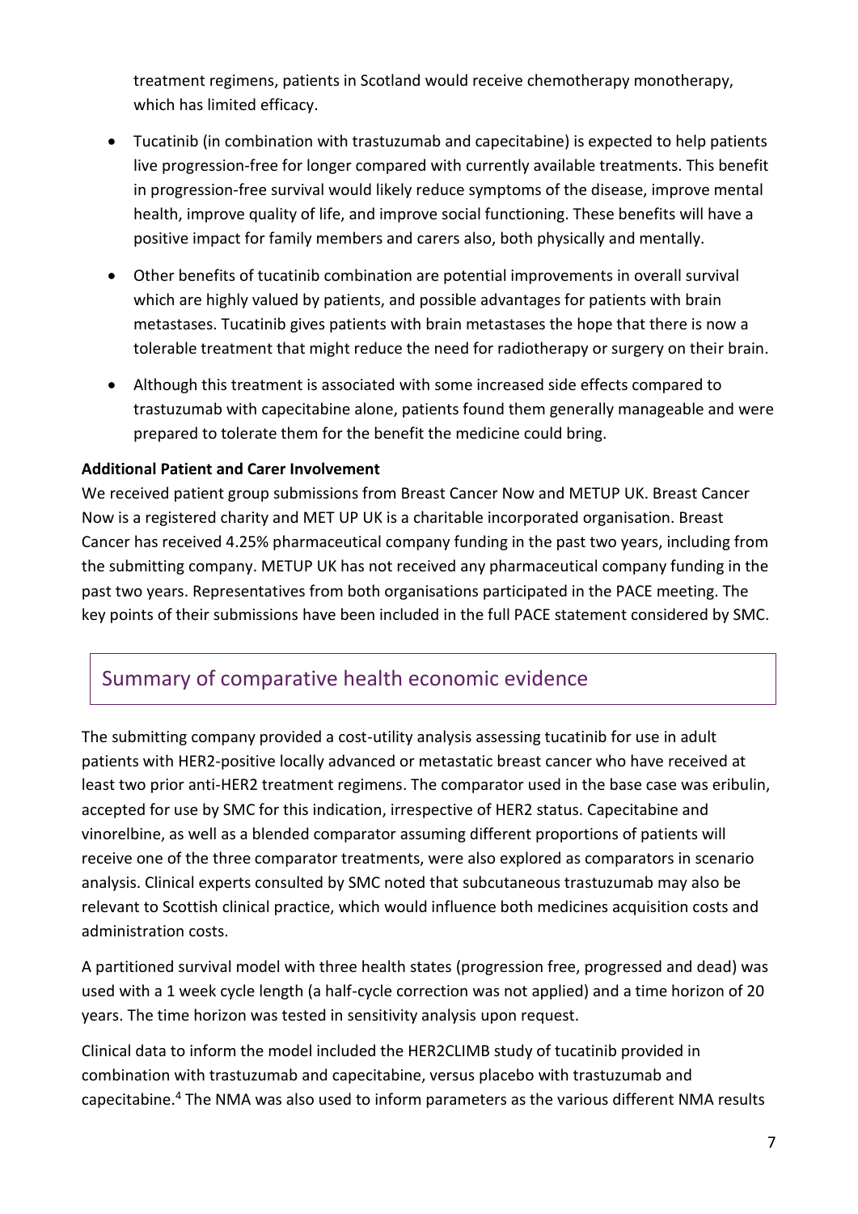treatment regimens, patients in Scotland would receive chemotherapy monotherapy, which has limited efficacy.

- Tucatinib (in combination with trastuzumab and capecitabine) is expected to help patients live progression-free for longer compared with currently available treatments. This benefit in progression-free survival would likely reduce symptoms of the disease, improve mental health, improve quality of life, and improve social functioning. These benefits will have a positive impact for family members and carers also, both physically and mentally.
- Other benefits of tucatinib combination are potential improvements in overall survival which are highly valued by patients, and possible advantages for patients with brain metastases. Tucatinib gives patients with brain metastases the hope that there is now a tolerable treatment that might reduce the need for radiotherapy or surgery on their brain.
- Although this treatment is associated with some increased side effects compared to trastuzumab with capecitabine alone, patients found them generally manageable and were prepared to tolerate them for the benefit the medicine could bring.

**Additional Patient and Carer Involvement**

We received patient group submissions from Breast Cancer Now and METUP UK. Breast Cancer Now is a registered charity and MET UP UK is a charitable incorporated organisation. Breast Cancer has received 4.25% pharmaceutical company funding in the past two years, including from the submitting company. METUP UK has not received any pharmaceutical company funding in the past two years. Representatives from both organisations participated in the PACE meeting. The key points of their submissions have been included in the full PACE statement considered by SMC.

## Summary of comparative health economic evidence

The submitting company provided a cost-utility analysis assessing tucatinib for use in adult patients with HER2-positive locally advanced or metastatic breast cancer who have received at least two prior anti-HER2 treatment regimens. The comparator used in the base case was eribulin, accepted for use by SMC for this indication, irrespective of HER2 status. Capecitabine and vinorelbine, as well as a blended comparator assuming different proportions of patients will receive one of the three comparator treatments, were also explored as comparators in scenario analysis. Clinical experts consulted by SMC noted that subcutaneous trastuzumab may also be relevant to Scottish clinical practice, which would influence both medicines acquisition costs and administration costs.

A partitioned survival model with three health states (progression free, progressed and dead) was used with a 1 week cycle length (a half-cycle correction was not applied) and a time horizon of 20 years. The time horizon was tested in sensitivity analysis upon request.

Clinical data to inform the model included the HER2CLIMB study of tucatinib provided in combination with trastuzumab and capecitabine, versus placebo with trastuzumab and capecitabine.[4] The NMA was also used to inform parameters as the various different NMA results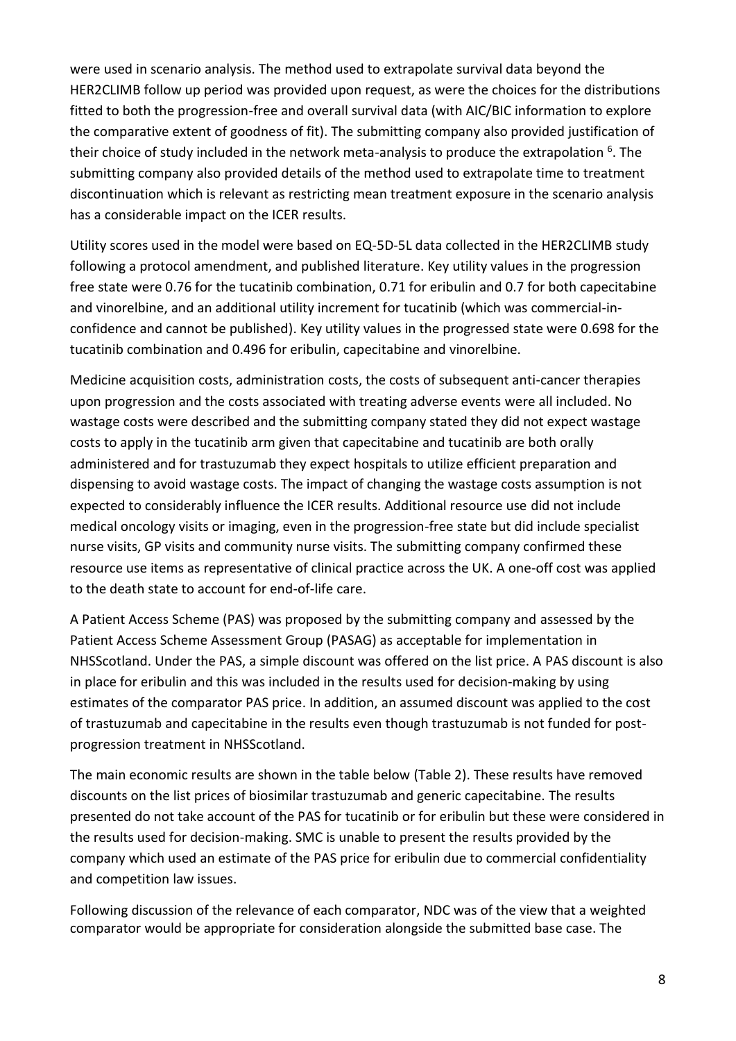were used in scenario analysis. The method used to extrapolate survival data beyond the HER2CLIMB follow up period was provided upon request, as were the choices for the distributions fitted to both the progression-free and overall survival data (with AIC/BIC information to explore the comparative extent of goodness of fit). The submitting company also provided justification of their choice of study included in the network meta-analysis to produce the extrapolation [6]. The submitting company also provided details of the method used to extrapolate time to treatment discontinuation which is relevant as restricting mean treatment exposure in the scenario analysis has a considerable impact on the ICER results.

Utility scores used in the model were based on EQ-5D-5L data collected in the HER2CLIMB study following a protocol amendment, and published literature. Key utility values in the progression free state were 0.76 for the tucatinib combination, 0.71 for eribulin and 0.7 for both capecitabine and vinorelbine, and an additional utility increment for tucatinib (which was commercial-in-confidence and cannot be published). Key utility values in the progressed state were 0.698 for the tucatinib combination and 0.496 for eribulin, capecitabine and vinorelbine.

Medicine acquisition costs, administration costs, the costs of subsequent anti-cancer therapies upon progression and the costs associated with treating adverse events were all included. No wastage costs were described and the submitting company stated they did not expect wastage costs to apply in the tucatinib arm given that capecitabine and tucatinib are both orally administered and for trastuzumab they expect hospitals to utilize efficient preparation and dispensing to avoid wastage costs. The impact of changing the wastage costs assumption is not expected to considerably influence the ICER results. Additional resource use did not include medical oncology visits or imaging, even in the progression-free state but did include specialist nurse visits, GP visits and community nurse visits. The submitting company confirmed these resource use items as representative of clinical practice across the UK. A one-off cost was applied to the death state to account for end-of-life care.

A Patient Access Scheme (PAS) was proposed by the submitting company and assessed by the Patient Access Scheme Assessment Group (PASAG) as acceptable for implementation in NHSScotland. Under the PAS, a simple discount was offered on the list price. A PAS discount is also in place for eribulin and this was included in the results used for decision-making by using estimates of the comparator PAS price. In addition, an assumed discount was applied to the cost of trastuzumab and capecitabine in the results even though trastuzumab is not funded for post-progression treatment in NHSScotland.

The main economic results are shown in the table below (Table 2). These results have removed discounts on the list prices of biosimilar trastuzumab and generic capecitabine. The results presented do not take account of the PAS for tucatinib or for eribulin but these were considered in the results used for decision-making. SMC is unable to present the results provided by the company which used an estimate of the PAS price for eribulin due to commercial confidentiality and competition law issues.

Following discussion of the relevance of each comparator, NDC was of the view that a weighted comparator would be appropriate for consideration alongside the submitted base case. The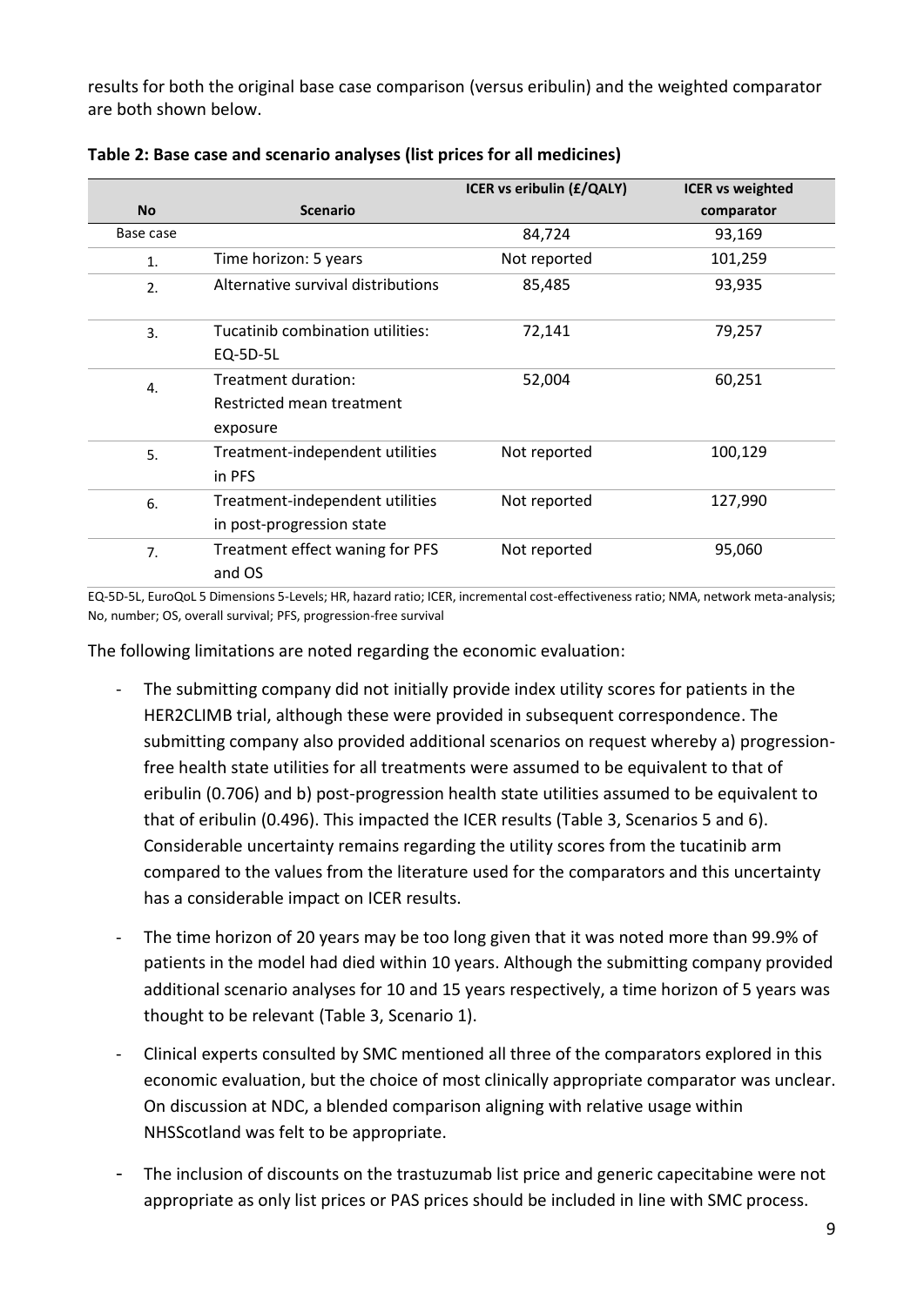results for both the original base case comparison (versus eribulin) and the weighted comparator are both shown below.

**Table 2: Base case and scenario analyses (list prices for all medicines)**

| No | Scenario | ICER vs eribulin (£/QALY) | ICER vs weighted comparator |
|---|---|---|---|
| Base case | | 84,724 | 93,169 |
| 1. | Time horizon: 5 years | Not reported | 101,259 |
| 2. | Alternative survival distributions | 85,485 | 93,935 |
| 3. | Tucatinib combination utilities: EQ-5D-5L | 72,141 | 79,257 |
| 4. | Treatment duration: Restricted mean treatment exposure | 52,004 | 60,251 |
| 5. | Treatment-independent utilities in PFS | Not reported | 100,129 |
| 6. | Treatment-independent utilities in post-progression state | Not reported | 127,990 |
| 7. | Treatment effect waning for PFS and OS | Not reported | 95,060 |

EQ-5D-5L, EuroQoL 5 Dimensions 5-Levels; HR, hazard ratio; ICER, incremental cost-effectiveness ratio; NMA, network meta-analysis; No, number; OS, overall survival; PFS, progression-free survival

The following limitations are noted regarding the economic evaluation:

- The submitting company did not initially provide index utility scores for patients in the HER2CLIMB trial, although these were provided in subsequent correspondence. The submitting company also provided additional scenarios on request whereby a) progression-free health state utilities for all treatments were assumed to be equivalent to that of eribulin (0.706) and b) post-progression health state utilities assumed to be equivalent to that of eribulin (0.496). This impacted the ICER results (Table 3, Scenarios 5 and 6). Considerable uncertainty remains regarding the utility scores from the tucatinib arm compared to the values from the literature used for the comparators and this uncertainty has a considerable impact on ICER results.
- The time horizon of 20 years may be too long given that it was noted more than 99.9% of patients in the model had died within 10 years. Although the submitting company provided additional scenario analyses for 10 and 15 years respectively, a time horizon of 5 years was thought to be relevant (Table 3, Scenario 1).
- Clinical experts consulted by SMC mentioned all three of the comparators explored in this economic evaluation, but the choice of most clinically appropriate comparator was unclear. On discussion at NDC, a blended comparison aligning with relative usage within NHSScotland was felt to be appropriate.
- The inclusion of discounts on the trastuzumab list price and generic capecitabine were not appropriate as only list prices or PAS prices should be included in line with SMC process.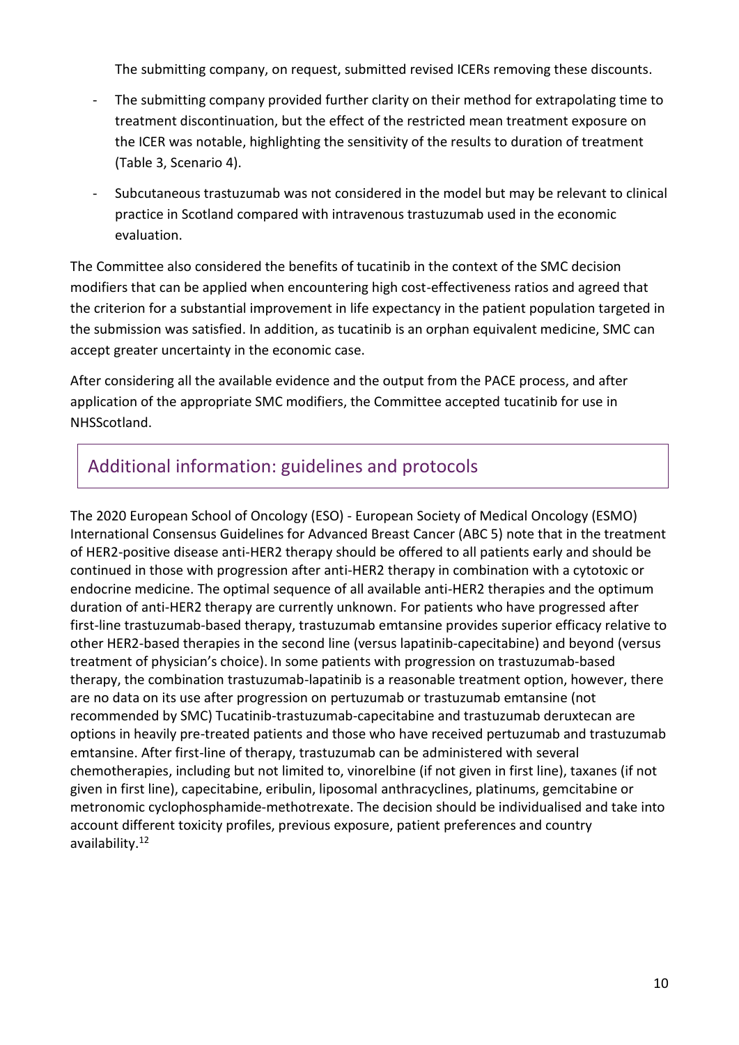The submitting company, on request, submitted revised ICERs removing these discounts.

- The submitting company provided further clarity on their method for extrapolating time to treatment discontinuation, but the effect of the restricted mean treatment exposure on the ICER was notable, highlighting the sensitivity of the results to duration of treatment (Table 3, Scenario 4).
- Subcutaneous trastuzumab was not considered in the model but may be relevant to clinical practice in Scotland compared with intravenous trastuzumab used in the economic evaluation.

The Committee also considered the benefits of tucatinib in the context of the SMC decision modifiers that can be applied when encountering high cost-effectiveness ratios and agreed that the criterion for a substantial improvement in life expectancy in the patient population targeted in the submission was satisfied. In addition, as tucatinib is an orphan equivalent medicine, SMC can accept greater uncertainty in the economic case.

After considering all the available evidence and the output from the PACE process, and after application of the appropriate SMC modifiers, the Committee accepted tucatinib for use in NHSScotland.

## Additional information: guidelines and protocols

The 2020 European School of Oncology (ESO) - European Society of Medical Oncology (ESMO) International Consensus Guidelines for Advanced Breast Cancer (ABC 5) note that in the treatment of HER2-positive disease anti-HER2 therapy should be offered to all patients early and should be continued in those with progression after anti-HER2 therapy in combination with a cytotoxic or endocrine medicine. The optimal sequence of all available anti-HER2 therapies and the optimum duration of anti-HER2 therapy are currently unknown. For patients who have progressed after first-line trastuzumab-based therapy, trastuzumab emtansine provides superior efficacy relative to other HER2-based therapies in the second line (versus lapatinib-capecitabine) and beyond (versus treatment of physician's choice). In some patients with progression on trastuzumab-based therapy, the combination trastuzumab-lapatinib is a reasonable treatment option, however, there are no data on its use after progression on pertuzumab or trastuzumab emtansine (not recommended by SMC) Tucatinib-trastuzumab-capecitabine and trastuzumab deruxtecan are options in heavily pre-treated patients and those who have received pertuzumab and trastuzumab emtansine. After first-line of therapy, trastuzumab can be administered with several chemotherapies, including but not limited to, vinorelbine (if not given in first line), taxanes (if not given in first line), capecitabine, eribulin, liposomal anthracyclines, platinums, gemcitabine or metronomic cyclophosphamide-methotrexate. The decision should be individualised and take into account different toxicity profiles, previous exposure, patient preferences and country availability.[12]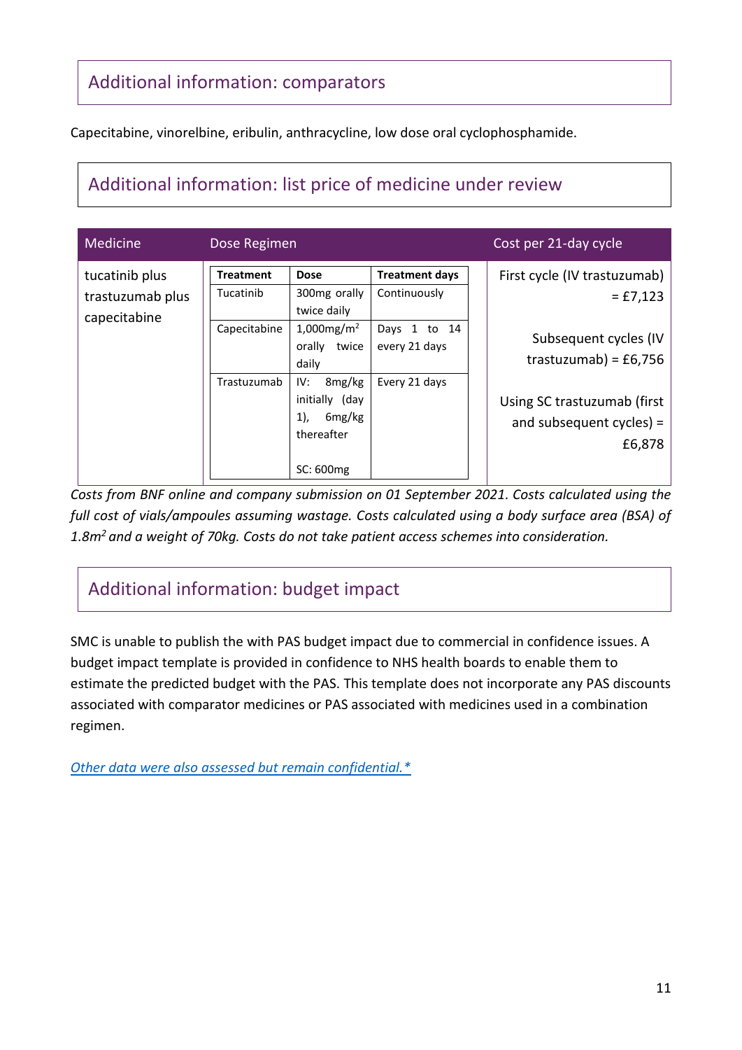## Additional information: comparators

Capecitabine, vinorelbine, eribulin, anthracycline, low dose oral cyclophosphamide.

## Additional information: list price of medicine under review

| Medicine | Dose Regimen | | | Cost per 21-day cycle |
|---|---|---|---|---|
| | **Treatment** | **Dose** | **Treatment days** | |
| tucatinib plus trastuzumab plus capecitabine | Tucatinib | 300mg orally twice daily | Continuously | First cycle (IV trastuzumab) = £7,123<br><br>Subsequent cycles (IV trastuzumab) = £6,756<br><br>Using SC trastuzumab (first and subsequent cycles) = £6,878 |
| | Capecitabine | 1,000mg/m$^2$ orally twice daily | Days 1 to 14 every 21 days | |
| | Trastuzumab | IV: 8mg/kg initially (day 1), 6mg/kg thereafter<br><br>SC: 600mg | Every 21 days | |

*Costs from BNF online and company submission on 01 September 2021. Costs calculated using the full cost of vials/ampoules assuming wastage. Costs calculated using a body surface area (BSA) of 1.8m$^2$ and a weight of 70kg. Costs do not take patient access schemes into consideration.*

## Additional information: budget impact

SMC is unable to publish the with PAS budget impact due to commercial in confidence issues. A budget impact template is provided in confidence to NHS health boards to enable them to estimate the predicted budget with the PAS. This template does not incorporate any PAS discounts associated with comparator medicines or PAS associated with medicines used in a combination regimen.

*Other data were also assessed but remain confidential.**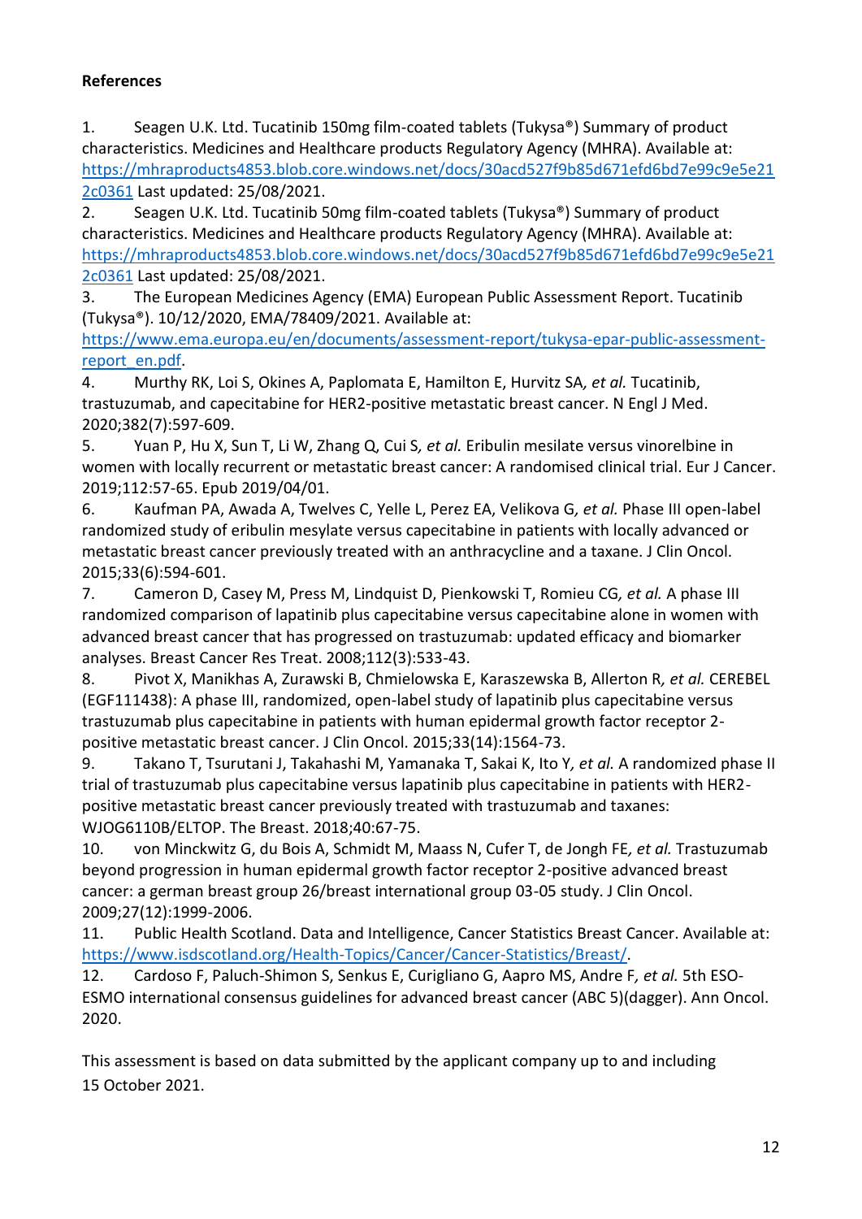**References**

1. Seagen U.K. Ltd. Tucatinib 150mg film-coated tablets (Tukysa®) Summary of product characteristics. Medicines and Healthcare products Regulatory Agency (MHRA). Available at: https://mhraproducts4853.blob.core.windows.net/docs/30acd527f9b85d671efd6bd7e99c9e5e212c0361 Last updated: 25/08/2021.
2. Seagen U.K. Ltd. Tucatinib 50mg film-coated tablets (Tukysa®) Summary of product characteristics. Medicines and Healthcare products Regulatory Agency (MHRA). Available at: https://mhraproducts4853.blob.core.windows.net/docs/30acd527f9b85d671efd6bd7e99c9e5e212c0361 Last updated: 25/08/2021.
3. The European Medicines Agency (EMA) European Public Assessment Report. Tucatinib (Tukysa®). 10/12/2020, EMA/78409/2021. Available at: https://www.ema.europa.eu/en/documents/assessment-report/tukysa-epar-public-assessment-report_en.pdf.
4. Murthy RK, Loi S, Okines A, Paplomata E, Hamilton E, Hurvitz SA*, et al.* Tucatinib, trastuzumab, and capecitabine for HER2-positive metastatic breast cancer. N Engl J Med. 2020;382(7):597-609.
5. Yuan P, Hu X, Sun T, Li W, Zhang Q, Cui S*, et al.* Eribulin mesilate versus vinorelbine in women with locally recurrent or metastatic breast cancer: A randomised clinical trial. Eur J Cancer. 2019;112:57-65. Epub 2019/04/01.
6. Kaufman PA, Awada A, Twelves C, Yelle L, Perez EA, Velikova G*, et al.* Phase III open-label randomized study of eribulin mesylate versus capecitabine in patients with locally advanced or metastatic breast cancer previously treated with an anthracycline and a taxane. J Clin Oncol. 2015;33(6):594-601.
7. Cameron D, Casey M, Press M, Lindquist D, Pienkowski T, Romieu CG*, et al.* A phase III randomized comparison of lapatinib plus capecitabine versus capecitabine alone in women with advanced breast cancer that has progressed on trastuzumab: updated efficacy and biomarker analyses. Breast Cancer Res Treat. 2008;112(3):533-43.
8. Pivot X, Manikhas A, Zurawski B, Chmielowska E, Karaszewska B, Allerton R*, et al.* CEREBEL (EGF111438): A phase III, randomized, open-label study of lapatinib plus capecitabine versus trastuzumab plus capecitabine in patients with human epidermal growth factor receptor 2-positive metastatic breast cancer. J Clin Oncol. 2015;33(14):1564-73.
9. Takano T, Tsurutani J, Takahashi M, Yamanaka T, Sakai K, Ito Y*, et al.* A randomized phase II trial of trastuzumab plus capecitabine versus lapatinib plus capecitabine in patients with HER2-positive metastatic breast cancer previously treated with trastuzumab and taxanes: WJOG6110B/ELTOP. The Breast. 2018;40:67-75.
10. von Minckwitz G, du Bois A, Schmidt M, Maass N, Cufer T, de Jongh FE*, et al.* Trastuzumab beyond progression in human epidermal growth factor receptor 2-positive advanced breast cancer: a german breast group 26/breast international group 03-05 study. J Clin Oncol. 2009;27(12):1999-2006.
11. Public Health Scotland. Data and Intelligence, Cancer Statistics Breast Cancer. Available at: https://www.isdscotland.org/Health-Topics/Cancer/Cancer-Statistics/Breast/.
12. Cardoso F, Paluch-Shimon S, Senkus E, Curigliano G, Aapro MS, Andre F*, et al.* 5th ESO-ESMO international consensus guidelines for advanced breast cancer (ABC 5)(dagger). Ann Oncol. 2020.

This assessment is based on data submitted by the applicant company up to and including 15 October 2021.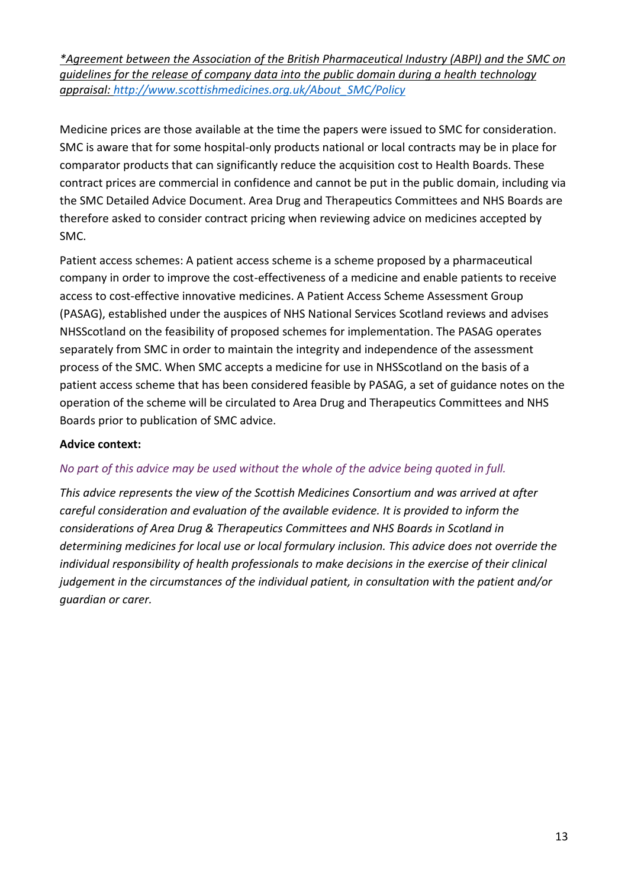*\*Agreement between the Association of the British Pharmaceutical Industry (ABPI) and the SMC on guidelines for the release of company data into the public domain during a health technology appraisal: http://www.scottishmedicines.org.uk/About_SMC/Policy*

Medicine prices are those available at the time the papers were issued to SMC for consideration. SMC is aware that for some hospital-only products national or local contracts may be in place for comparator products that can significantly reduce the acquisition cost to Health Boards. These contract prices are commercial in confidence and cannot be put in the public domain, including via the SMC Detailed Advice Document. Area Drug and Therapeutics Committees and NHS Boards are therefore asked to consider contract pricing when reviewing advice on medicines accepted by SMC.

Patient access schemes: A patient access scheme is a scheme proposed by a pharmaceutical company in order to improve the cost-effectiveness of a medicine and enable patients to receive access to cost-effective innovative medicines. A Patient Access Scheme Assessment Group (PASAG), established under the auspices of NHS National Services Scotland reviews and advises NHSScotland on the feasibility of proposed schemes for implementation. The PASAG operates separately from SMC in order to maintain the integrity and independence of the assessment process of the SMC. When SMC accepts a medicine for use in NHSScotland on the basis of a patient access scheme that has been considered feasible by PASAG, a set of guidance notes on the operation of the scheme will be circulated to Area Drug and Therapeutics Committees and NHS Boards prior to publication of SMC advice.

**Advice context:**

*No part of this advice may be used without the whole of the advice being quoted in full.*

*This advice represents the view of the Scottish Medicines Consortium and was arrived at after careful consideration and evaluation of the available evidence. It is provided to inform the considerations of Area Drug & Therapeutics Committees and NHS Boards in Scotland in determining medicines for local use or local formulary inclusion. This advice does not override the individual responsibility of health professionals to make decisions in the exercise of their clinical judgement in the circumstances of the individual patient, in consultation with the patient and/or guardian or carer.*